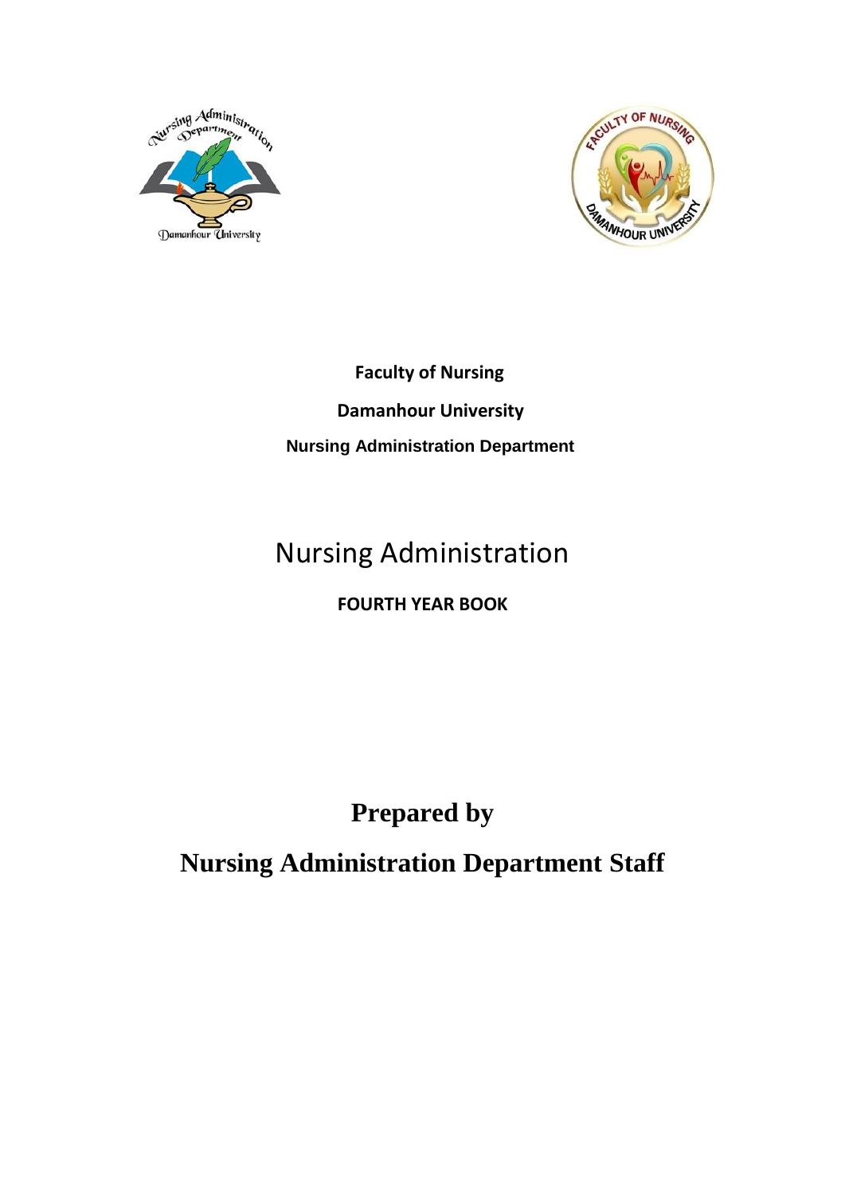**Faculty of Nursing**

**Damanhour University**

**Nursing Administration Department**

# Nursing Administration

**FOURTH YEAR BOOK**

## Prepared by

## Nursing Administration Department Staff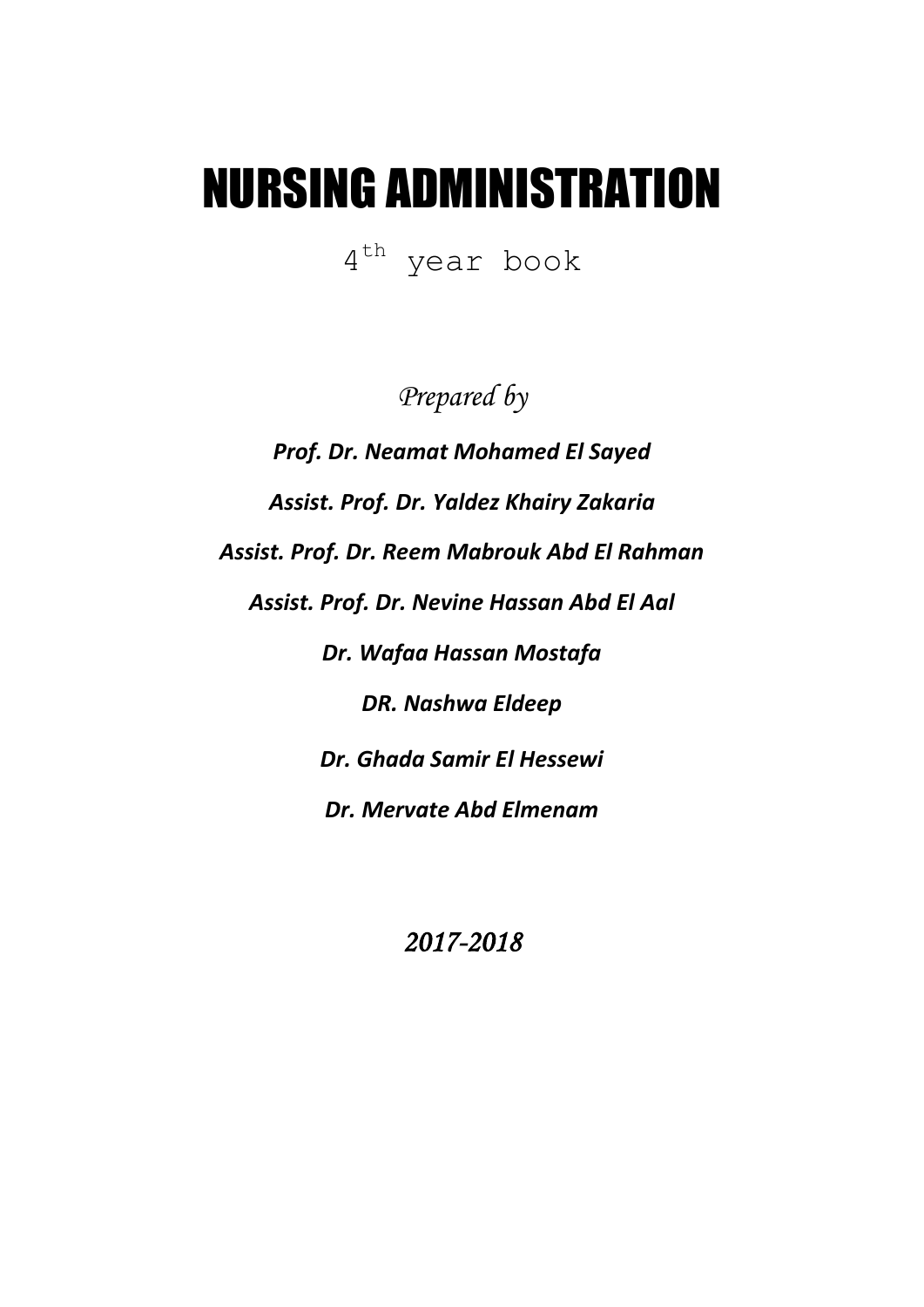# NURSING ADMINISTRATION

4th year book

*Prepared by*

***Prof. Dr. Neamat Mohamed El Sayed***

***Assist. Prof. Dr. Yaldez Khairy Zakaria***

***Assist. Prof. Dr. Reem Mabrouk Abd El Rahman***

***Assist. Prof. Dr. Nevine Hassan Abd El Aal***

***Dr. Wafaa Hassan Mostafa***

***DR. Nashwa Eldeep***

***Dr. Ghada Samir El Hessewi***

***Dr. Mervate Abd Elmenam***

*2017-2018*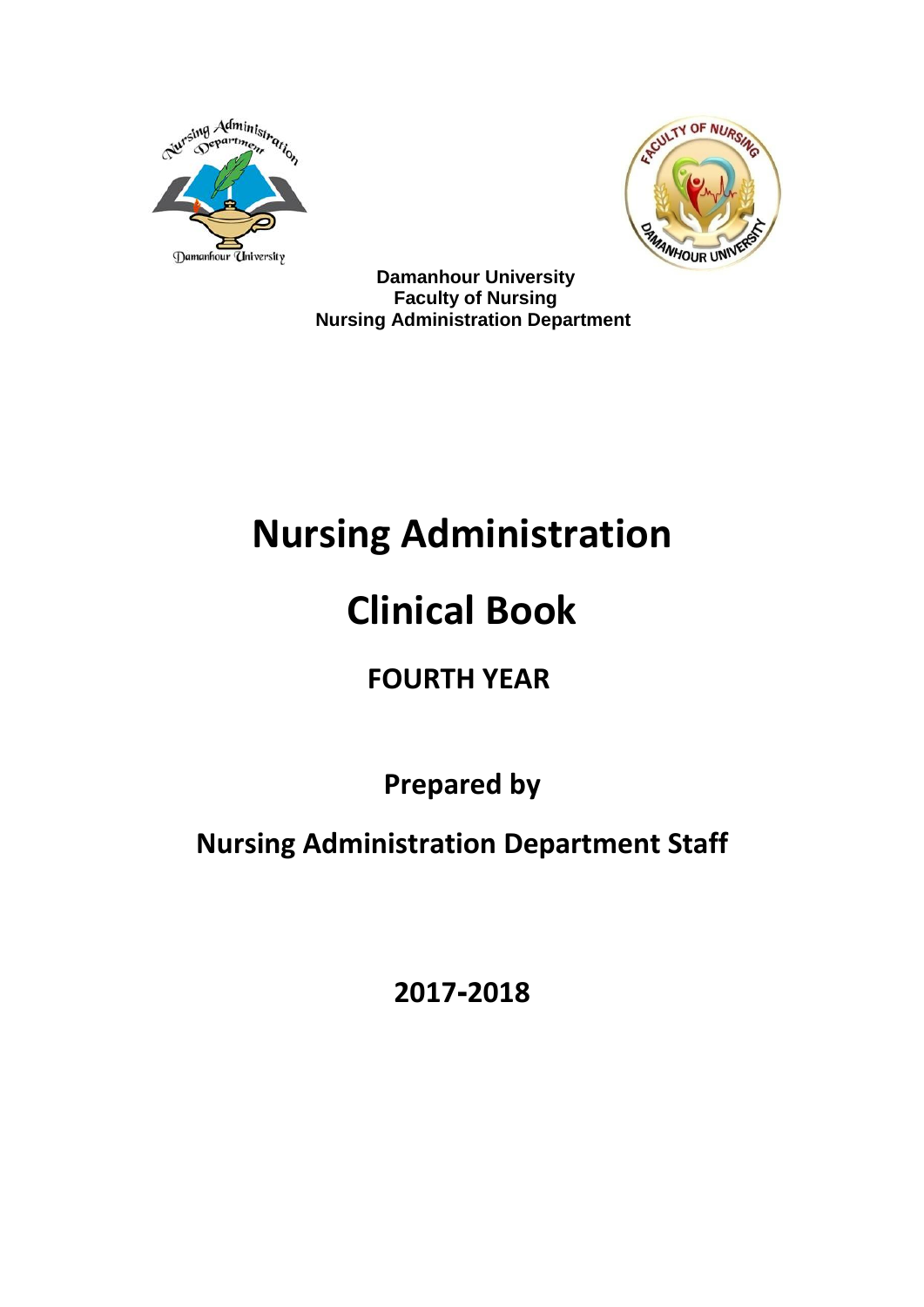Damanhour University
Faculty of Nursing
Nursing Administration Department

# Nursing Administration

# Clinical Book

## FOURTH YEAR

**Prepared by**

**Nursing Administration Department Staff**

**2017-2018**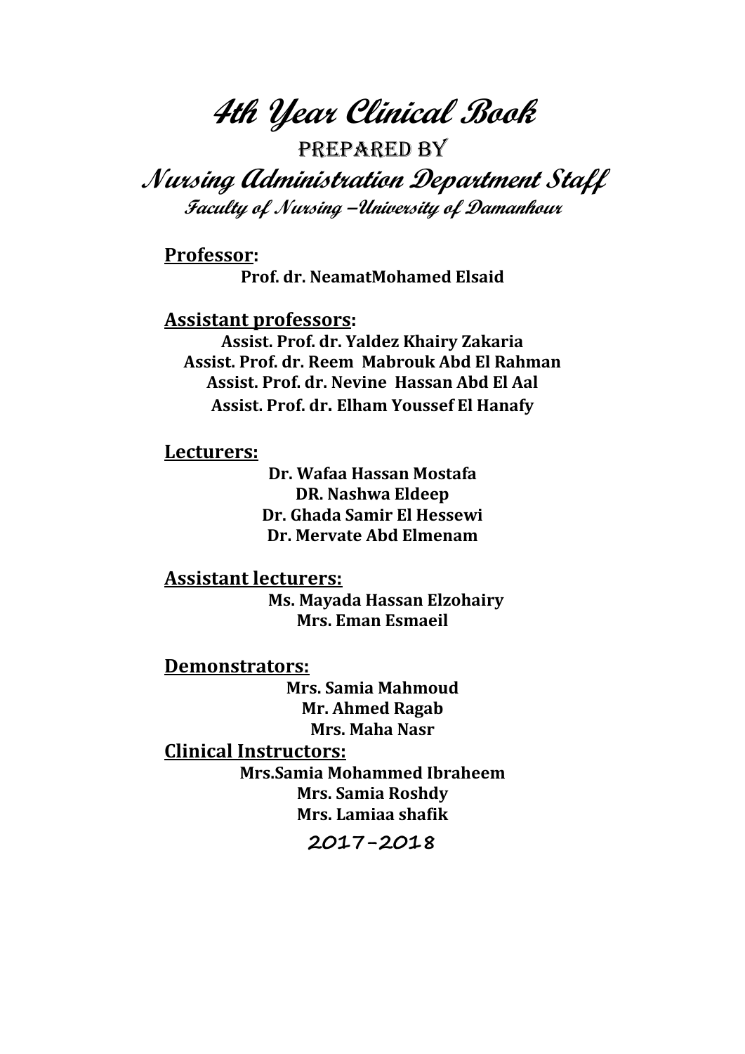# 4th Year Clinical Book

## Prepared by

## Nursing Administration Department Staff

### Faculty of Nursing –University of Damanhour

**Professor:**

**Prof. dr. NeamatMohamed Elsaid**

**Assistant professors:**

**Assist. Prof. dr. Yaldez Khairy Zakaria**
**Assist. Prof. dr. Reem Mabrouk Abd El Rahman**
**Assist. Prof. dr. Nevine Hassan Abd El Aal**
**Assist. Prof. dr. Elham Youssef El Hanafy**

**Lecturers:**

**Dr. Wafaa Hassan Mostafa**
**DR. Nashwa Eldeep**
**Dr. Ghada Samir El Hessewi**
**Dr. Mervate Abd Elmenam**

**Assistant lecturers:**

**Ms. Mayada Hassan Elzohairy**
**Mrs. Eman Esmaeil**

**Demonstrators:**

**Mrs. Samia Mahmoud**
**Mr. Ahmed Ragab**
**Mrs. Maha Nasr**

**Clinical Instructors:**

**Mrs.Samia Mohammed Ibraheem**
**Mrs. Samia Roshdy**
**Mrs. Lamiaa shafik**

**2017-2018**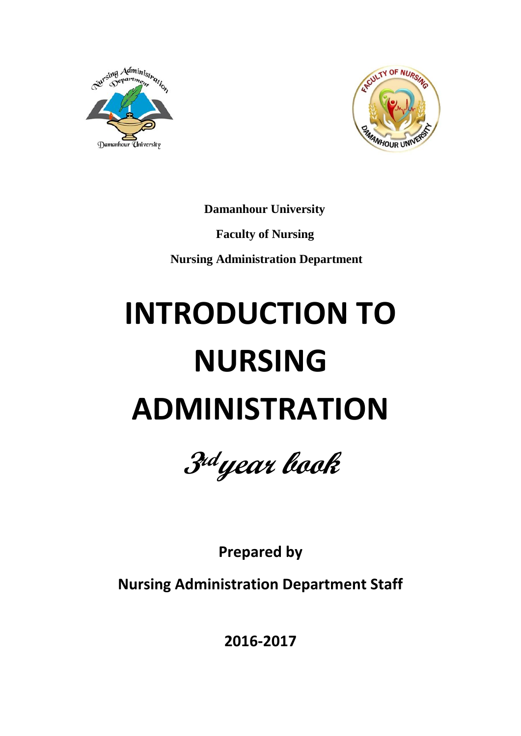**Damanhour University**

**Faculty of Nursing**

**Nursing Administration Department**

# INTRODUCTION TO NURSING ADMINISTRATION

***3rd year book***

**Prepared by**

**Nursing Administration Department Staff**

**2016-2017**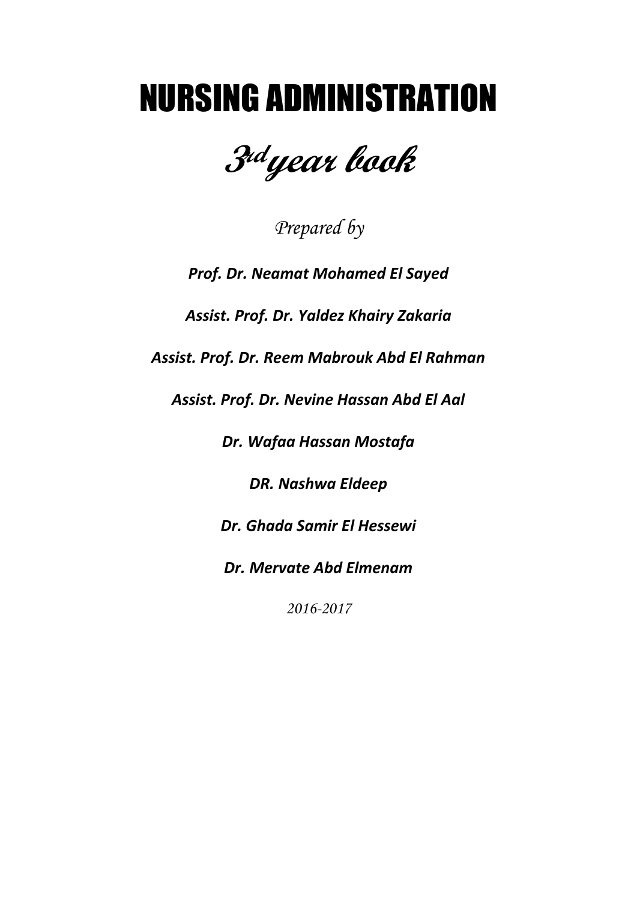# NURSING ADMINISTRATION

## *3rd year book*

*Prepared by*

***Prof. Dr. Neamat Mohamed El Sayed***

***Assist. Prof. Dr. Yaldez Khairy Zakaria***

***Assist. Prof. Dr. Reem Mabrouk Abd El Rahman***

***Assist. Prof. Dr. Nevine Hassan Abd El Aal***

***Dr. Wafaa Hassan Mostafa***

***DR. Nashwa Eldeep***

***Dr. Ghada Samir El Hessewi***

***Dr. Mervate Abd Elmenam***

*2016-2017*